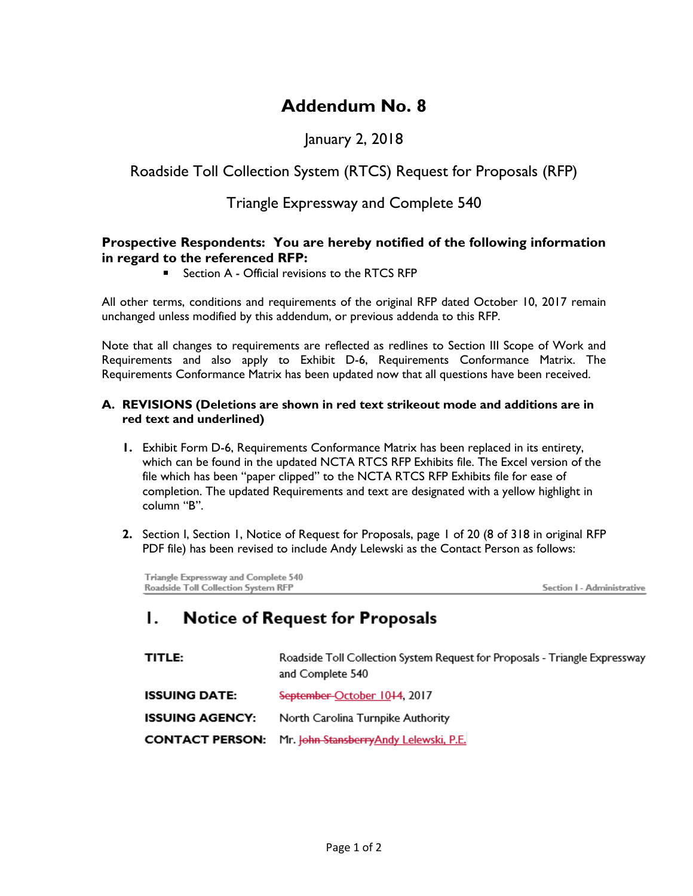# Addendum No. 8

January 2, 2018

Roadside Toll Collection System (RTCS) Request for Proposals (RFP)

Triangle Expressway and Complete 540

**Prospective Respondents: You are hereby notified of the following information in regard to the referenced RFP:**

- Section A - Official revisions to the RTCS RFP

All other terms, conditions and requirements of the original RFP dated October 10, 2017 remain unchanged unless modified by this addendum, or previous addenda to this RFP.

Note that all changes to requirements are reflected as redlines to Section III Scope of Work and Requirements and also apply to Exhibit D-6, Requirements Conformance Matrix. The Requirements Conformance Matrix has been updated now that all questions have been received.

**A. REVISIONS (Deletions are shown in red text strikeout mode and additions are in red text and underlined)**

1. Exhibit Form D-6, Requirements Conformance Matrix has been replaced in its entirety, which can be found in the updated NCTA RTCS RFP Exhibits file. The Excel version of the file which has been "paper clipped" to the NCTA RTCS RFP Exhibits file for ease of completion. The updated Requirements and text are designated with a yellow highlight in column "B".

2. Section I, Section 1, Notice of Request for Proposals, page 1 of 20 (8 of 318 in original RFP PDF file) has been revised to include Andy Lelewski as the Contact Person as follows:

Triangle Expressway and Complete 540
Roadside Toll Collection System RFP — Section I - Administrative

## 1. Notice of Request for Proposals

**TITLE:** Roadside Toll Collection System Request for Proposals - Triangle Expressway and Complete 540

**ISSUING DATE:** ~~September~~ <u>October 10</u>~~14~~, 2017

**ISSUING AGENCY:** North Carolina Turnpike Authority

**CONTACT PERSON:** Mr. ~~John Stansberry~~<u>Andy Lelewski, P.E.</u>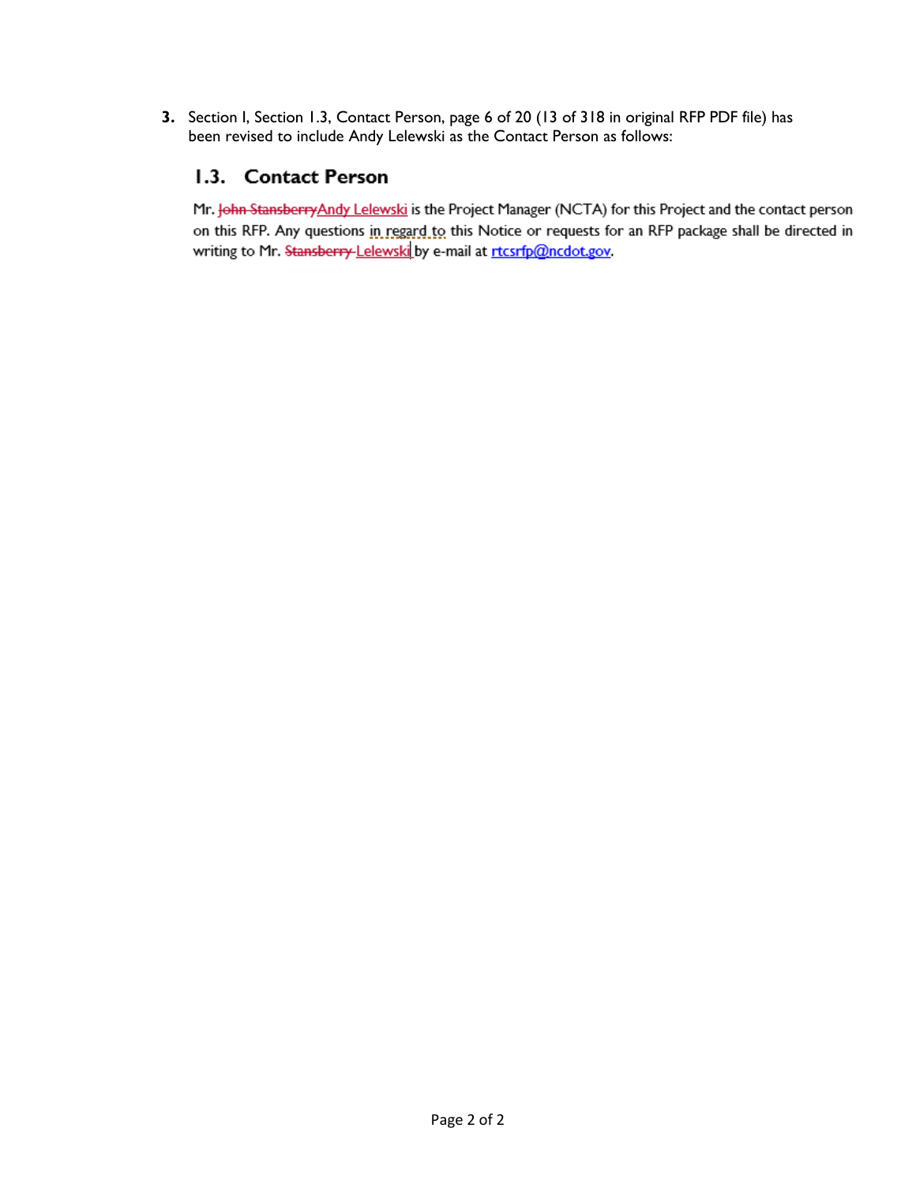3. Section I, Section 1.3, Contact Person, page 6 of 20 (13 of 318 in original RFP PDF file) has been revised to include Andy Lelewski as the Contact Person as follows:

## 1.3. Contact Person

Mr. ~~John Stansberry~~Andy Lelewski is the Project Manager (NCTA) for this Project and the contact person on this RFP. Any questions in regard to this Notice or requests for an RFP package shall be directed in writing to Mr. ~~Stansberry~~ Lelewski by e-mail at rtcsrfp@ncdot.gov.